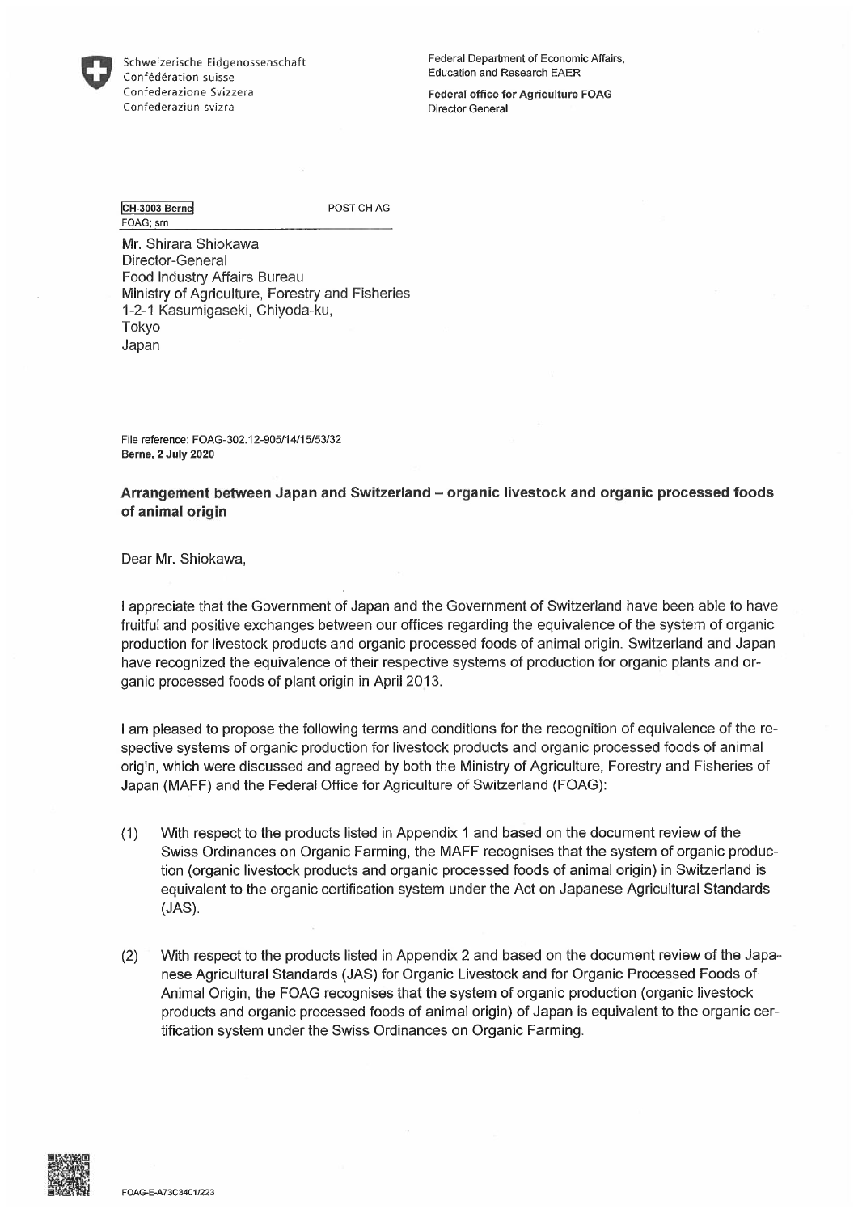Schweizerische Eidgenossenschaft
Confédération suisse
Confederazione Svizzera
Confederaziun svizra

Federal Department of Economic Affairs,
Education and Research EAER

**Federal office for Agriculture FOAG**
Director General

CH-3003 Berne POST CH AG
FOAG; srn

Mr. Shirara Shiokawa
Director-General
Food Industry Affairs Bureau
Ministry of Agriculture, Forestry and Fisheries
1-2-1 Kasumigaseki, Chiyoda-ku,
Tokyo
Japan

File reference: FOAG-302.12-905/14/15/53/32
**Berne, 2 July 2020**

**Arrangement between Japan and Switzerland – organic livestock and organic processed foods of animal origin**

Dear Mr. Shiokawa,

I appreciate that the Government of Japan and the Government of Switzerland have been able to have fruitful and positive exchanges between our offices regarding the equivalence of the system of organic production for livestock products and organic processed foods of animal origin. Switzerland and Japan have recognized the equivalence of their respective systems of production for organic plants and organic processed foods of plant origin in April 2013.

I am pleased to propose the following terms and conditions for the recognition of equivalence of the respective systems of organic production for livestock products and organic processed foods of animal origin, which were discussed and agreed by both the Ministry of Agriculture, Forestry and Fisheries of Japan (MAFF) and the Federal Office for Agriculture of Switzerland (FOAG):

(1) With respect to the products listed in Appendix 1 and based on the document review of the Swiss Ordinances on Organic Farming, the MAFF recognises that the system of organic production (organic livestock products and organic processed foods of animal origin) in Switzerland is equivalent to the organic certification system under the Act on Japanese Agricultural Standards (JAS).

(2) With respect to the products listed in Appendix 2 and based on the document review of the Japanese Agricultural Standards (JAS) for Organic Livestock and for Organic Processed Foods of Animal Origin, the FOAG recognises that the system of organic production (organic livestock products and organic processed foods of animal origin) of Japan is equivalent to the organic certification system under the Swiss Ordinances on Organic Farming.

FOAG-E-A73C3401/223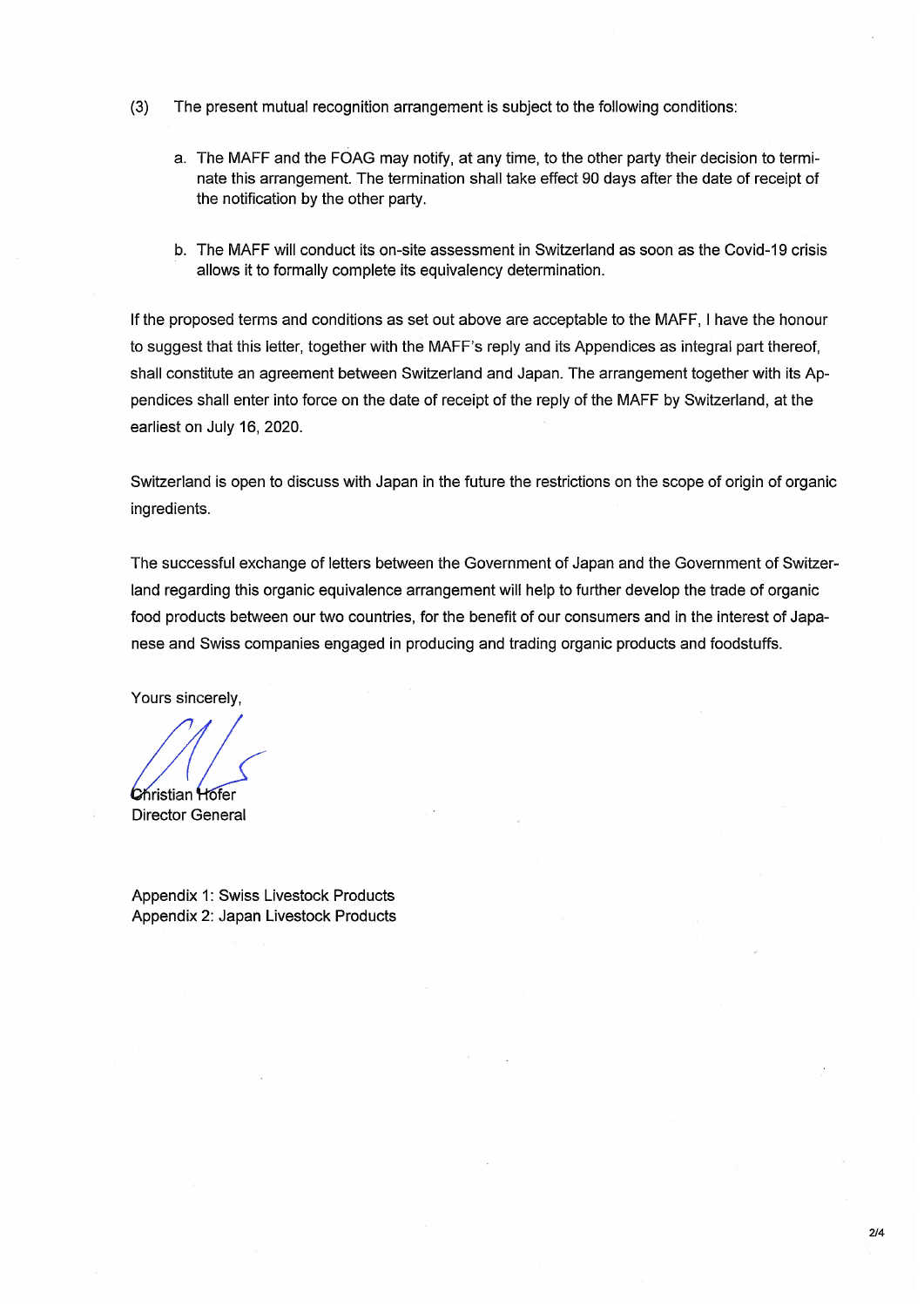(3) The present mutual recognition arrangement is subject to the following conditions:

a. The MAFF and the FOAG may notify, at any time, to the other party their decision to terminate this arrangement. The termination shall take effect 90 days after the date of receipt of the notification by the other party.

b. The MAFF will conduct its on-site assessment in Switzerland as soon as the Covid-19 crisis allows it to formally complete its equivalency determination.

If the proposed terms and conditions as set out above are acceptable to the MAFF, I have the honour to suggest that this letter, together with the MAFF's reply and its Appendices as integral part thereof, shall constitute an agreement between Switzerland and Japan. The arrangement together with its Appendices shall enter into force on the date of receipt of the reply of the MAFF by Switzerland, at the earliest on July 16, 2020.

Switzerland is open to discuss with Japan in the future the restrictions on the scope of origin of organic ingredients.

The successful exchange of letters between the Government of Japan and the Government of Switzerland regarding this organic equivalence arrangement will help to further develop the trade of organic food products between our two countries, for the benefit of our consumers and in the interest of Japanese and Swiss companies engaged in producing and trading organic products and foodstuffs.

Yours sincerely,

Christian Hofer
Director General

Appendix 1: Swiss Livestock Products
Appendix 2: Japan Livestock Products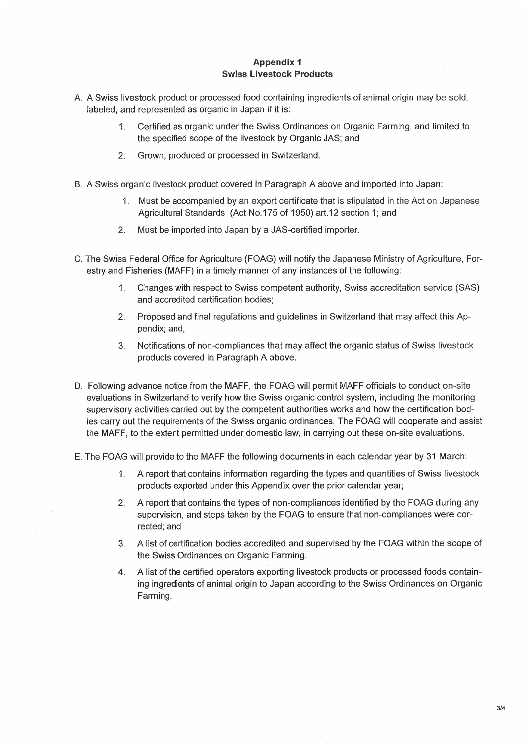## Appendix 1
## Swiss Livestock Products

A. A Swiss livestock product or processed food containing ingredients of animal origin may be sold, labeled, and represented as organic in Japan if it is:

1. Certified as organic under the Swiss Ordinances on Organic Farming, and limited to the specified scope of the livestock by Organic JAS; and
2. Grown, produced or processed in Switzerland.

B. A Swiss organic livestock product covered in Paragraph A above and imported into Japan:

1. Must be accompanied by an export certificate that is stipulated in the Act on Japanese Agricultural Standards (Act No.175 of 1950) art.12 section 1; and
2. Must be imported into Japan by a JAS-certified importer.

C. The Swiss Federal Office for Agriculture (FOAG) will notify the Japanese Ministry of Agriculture, Forestry and Fisheries (MAFF) in a timely manner of any instances of the following:

1. Changes with respect to Swiss competent authority, Swiss accreditation service (SAS) and accredited certification bodies;
2. Proposed and final regulations and guidelines in Switzerland that may affect this Appendix; and,
3. Notifications of non-compliances that may affect the organic status of Swiss livestock products covered in Paragraph A above.

D. Following advance notice from the MAFF, the FOAG will permit MAFF officials to conduct on-site evaluations in Switzerland to verify how the Swiss organic control system, including the monitoring supervisory activities carried out by the competent authorities works and how the certification bodies carry out the requirements of the Swiss organic ordinances. The FOAG will cooperate and assist the MAFF, to the extent permitted under domestic law, in carrying out these on-site evaluations.

E. The FOAG will provide to the MAFF the following documents in each calendar year by 31 March:

1. A report that contains information regarding the types and quantities of Swiss livestock products exported under this Appendix over the prior calendar year;
2. A report that contains the types of non-compliances identified by the FOAG during any supervision, and steps taken by the FOAG to ensure that non-compliances were corrected; and
3. A list of certification bodies accredited and supervised by the FOAG within the scope of the Swiss Ordinances on Organic Farming.
4. A list of the certified operators exporting livestock products or processed foods containing ingredients of animal origin to Japan according to the Swiss Ordinances on Organic Farming.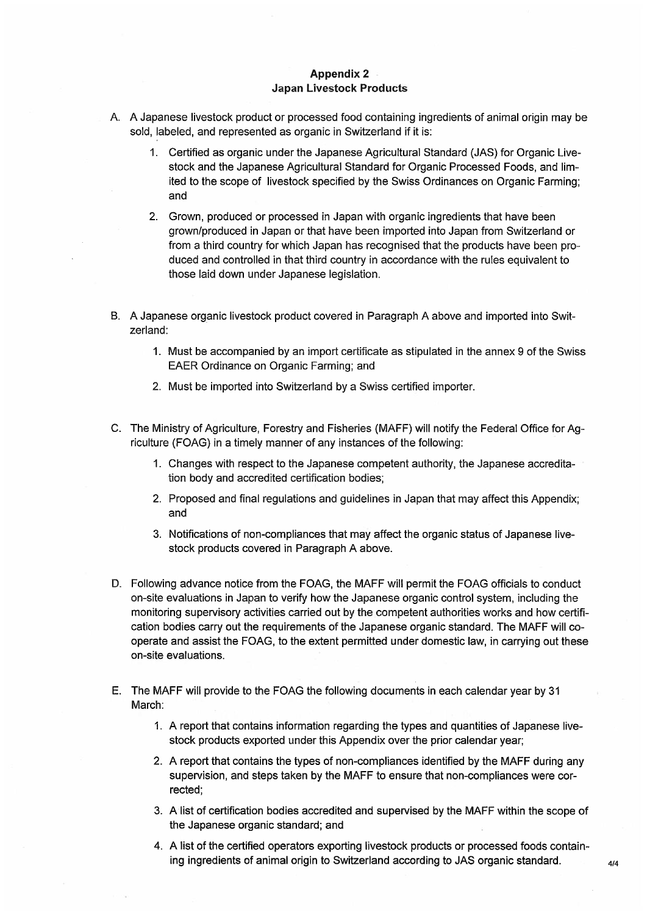## Appendix 2
## Japan Livestock Products

A. A Japanese livestock product or processed food containing ingredients of animal origin may be sold, labeled, and represented as organic in Switzerland if it is:

   1. Certified as organic under the Japanese Agricultural Standard (JAS) for Organic Livestock and the Japanese Agricultural Standard for Organic Processed Foods, and limited to the scope of livestock specified by the Swiss Ordinances on Organic Farming; and

   2. Grown, produced or processed in Japan with organic ingredients that have been grown/produced in Japan or that have been imported into Japan from Switzerland or from a third country for which Japan has recognised that the products have been produced and controlled in that third country in accordance with the rules equivalent to those laid down under Japanese legislation.

B. A Japanese organic livestock product covered in Paragraph A above and imported into Switzerland:

   1. Must be accompanied by an import certificate as stipulated in the annex 9 of the Swiss EAER Ordinance on Organic Farming; and

   2. Must be imported into Switzerland by a Swiss certified importer.

C. The Ministry of Agriculture, Forestry and Fisheries (MAFF) will notify the Federal Office for Agriculture (FOAG) in a timely manner of any instances of the following:

   1. Changes with respect to the Japanese competent authority, the Japanese accreditation body and accredited certification bodies;

   2. Proposed and final regulations and guidelines in Japan that may affect this Appendix; and

   3. Notifications of non-compliances that may affect the organic status of Japanese livestock products covered in Paragraph A above.

D. Following advance notice from the FOAG, the MAFF will permit the FOAG officials to conduct on-site evaluations in Japan to verify how the Japanese organic control system, including the monitoring supervisory activities carried out by the competent authorities works and how certification bodies carry out the requirements of the Japanese organic standard. The MAFF will cooperate and assist the FOAG, to the extent permitted under domestic law, in carrying out these on-site evaluations.

E. The MAFF will provide to the FOAG the following documents in each calendar year by 31 March:

   1. A report that contains information regarding the types and quantities of Japanese livestock products exported under this Appendix over the prior calendar year;

   2. A report that contains the types of non-compliances identified by the MAFF during any supervision, and steps taken by the MAFF to ensure that non-compliances were corrected;

   3. A list of certification bodies accredited and supervised by the MAFF within the scope of the Japanese organic standard; and

   4. A list of the certified operators exporting livestock products or processed foods containing ingredients of animal origin to Switzerland according to JAS organic standard.